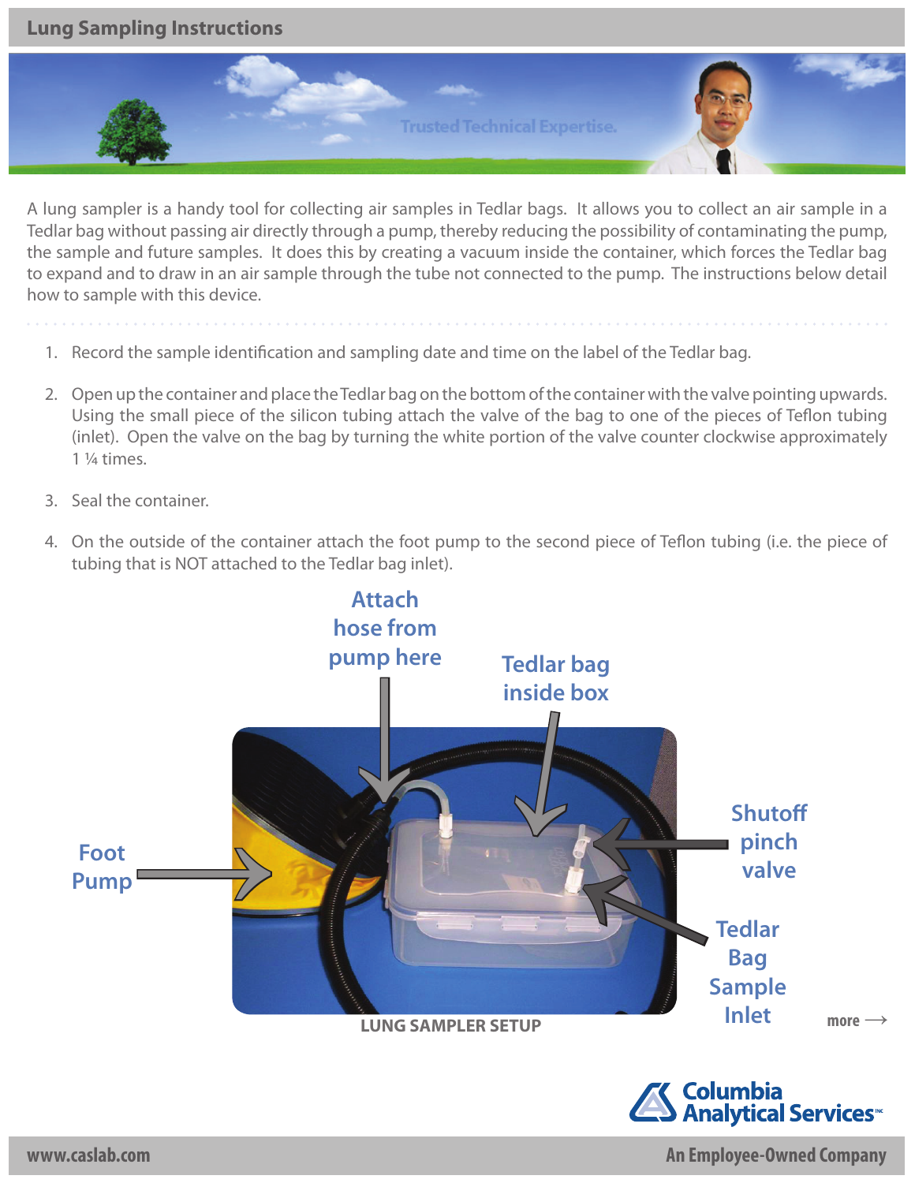# Lung Sampling Instructions

Trusted Technical Expertise.

A lung sampler is a handy tool for collecting air samples in Tedlar bags. It allows you to collect an air sample in a Tedlar bag without passing air directly through a pump, thereby reducing the possibility of contaminating the pump, the sample and future samples. It does this by creating a vacuum inside the container, which forces the Tedlar bag to expand and to draw in an air sample through the tube not connected to the pump. The instructions below detail how to sample with this device.

1. Record the sample identification and sampling date and time on the label of the Tedlar bag.

2. Open up the container and place the Tedlar bag on the bottom of the container with the valve pointing upwards. Using the small piece of the silicon tubing attach the valve of the bag to one of the pieces of Teflon tubing (inlet). Open the valve on the bag by turning the white portion of the valve counter clockwise approximately 1 ¼ times.

3. Seal the container.

4. On the outside of the container attach the foot pump to the second piece of Teflon tubing (i.e. the piece of tubing that is NOT attached to the Tedlar bag inlet).

Attach hose from pump here

Tedlar bag inside box

Foot Pump

Shutoff pinch valve

Tedlar Bag Sample Inlet

LUNG SAMPLER SETUP

more ⟶

Columbia Analytical Services

www.caslab.com

An Employee-Owned Company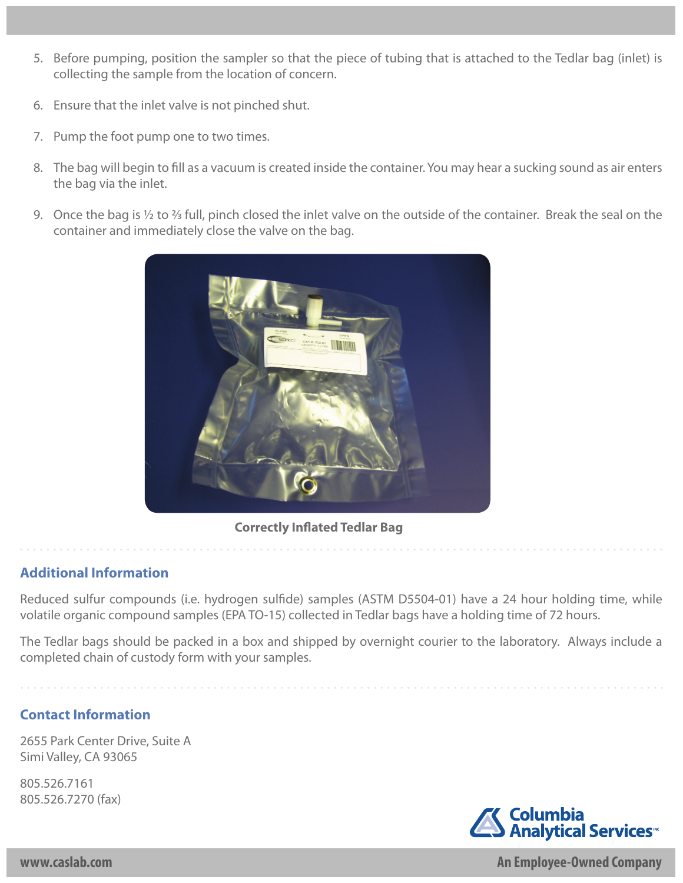5. Before pumping, position the sampler so that the piece of tubing that is attached to the Tedlar bag (inlet) is collecting the sample from the location of concern.

6. Ensure that the inlet valve is not pinched shut.

7. Pump the foot pump one to two times.

8. The bag will begin to fill as a vacuum is created inside the container. You may hear a sucking sound as air enters the bag via the inlet.

9. Once the bag is ½ to ⅔ full, pinch closed the inlet valve on the outside of the container. Break the seal on the container and immediately close the valve on the bag.

**Correctly Inflated Tedlar Bag**

## Additional Information

Reduced sulfur compounds (i.e. hydrogen sulfide) samples (ASTM D5504-01) have a 24 hour holding time, while volatile organic compound samples (EPA TO-15) collected in Tedlar bags have a holding time of 72 hours.

The Tedlar bags should be packed in a box and shipped by overnight courier to the laboratory. Always include a completed chain of custody form with your samples.

## Contact Information

2655 Park Center Drive, Suite A
Simi Valley, CA 93065

805.526.7161
805.526.7270 (fax)

Columbia Analytical Services™

www.caslab.com

An Employee-Owned Company